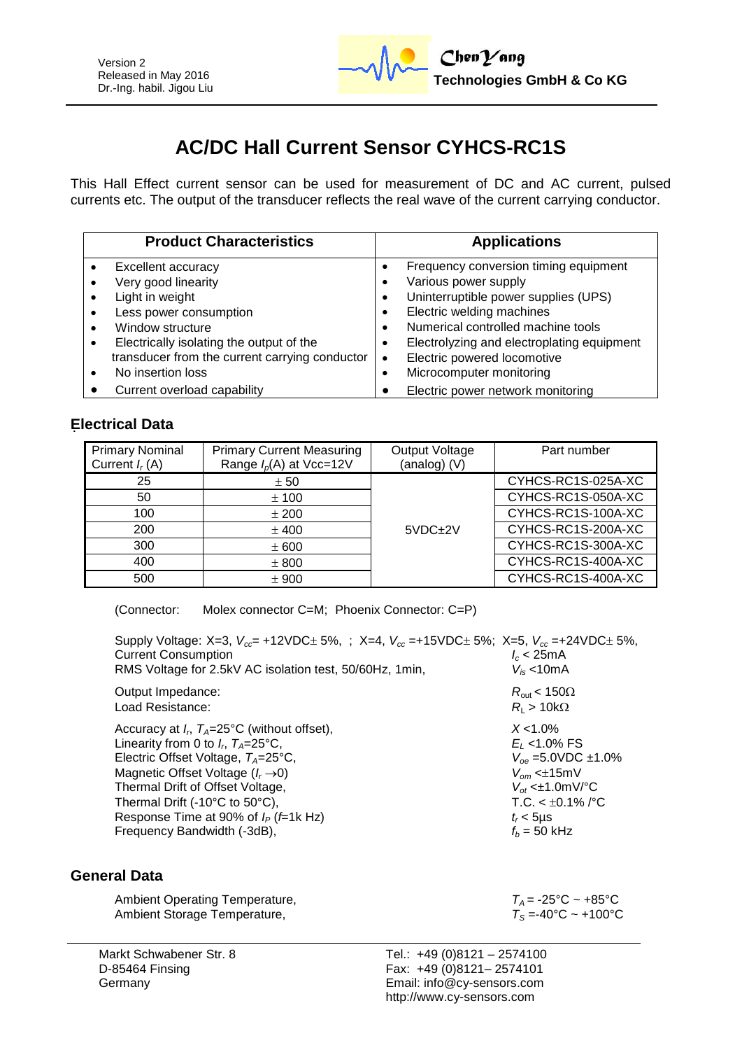Version 2
Released in May 2016
Dr.-Ing. habil. Jigou Liu

**ChenYang Technologies GmbH & Co KG**

# AC/DC Hall Current Sensor CYHCS-RC1S

This Hall Effect current sensor can be used for measurement of DC and AC current, pulsed currents etc. The output of the transducer reflects the real wave of the current carrying conductor.

| Product Characteristics | Applications |
|---|---|
| • Excellent accuracy<br>• Very good linearity<br>• Light in weight<br>• Less power consumption<br>• Window structure<br>• Electrically isolating the output of the transducer from the current carrying conductor<br>• No insertion loss<br>• Current overload capability | • Frequency conversion timing equipment<br>• Various power supply<br>• Uninterruptible power supplies (UPS)<br>• Electric welding machines<br>• Numerical controlled machine tools<br>• Electrolyzing and electroplating equipment<br>• Electric powered locomotive<br>• Microcomputer monitoring<br>• Electric power network monitoring |

## Electrical Data

| Primary Nominal Current $I_r$ (A) | Primary Current Measuring Range $I_p$(A) at Vcc=12V | Output Voltage (analog) (V) | Part number |
|---|---|---|---|
| 25 | ± 50 | 5VDC±2V | CYHCS-RC1S-025A-XC |
| 50 | ± 100 | | CYHCS-RC1S-050A-XC |
| 100 | ± 200 | | CYHCS-RC1S-100A-XC |
| 200 | ± 400 | | CYHCS-RC1S-200A-XC |
| 300 | ± 600 | | CYHCS-RC1S-300A-XC |
| 400 | ± 800 | | CYHCS-RC1S-400A-XC |
| 500 | ± 900 | | CYHCS-RC1S-400A-XC |

(Connector: Molex connector C=M; Phoenix Connector: C=P)

Supply Voltage: X=3, $V_{cc}$= +12VDC± 5%, ; X=4, $V_{cc}$ =+15VDC± 5%; X=5, $V_{cc}$ =+24VDC± 5%,
Current Consumption $I_c$ < 25mA
RMS Voltage for 2.5kV AC isolation test, 50/60Hz, 1min, $V_{is}$ <10mA

Output Impedance: $R_{out}$ < 150Ω
Load Resistance: $R_L$ > 10kΩ

Accuracy at $I_r$, $T_A$=25°C (without offset), $X$ <1.0%
Linearity from 0 to $I_r$, $T_A$=25°C, $E_L$ <1.0% FS
Electric Offset Voltage, $T_A$=25°C, $V_{oe}$ =5.0VDC ±1.0%
Magnetic Offset Voltage ($I_r \rightarrow 0$) $V_{om}$ <±15mV
Thermal Drift of Offset Voltage, $V_{ot}$ <±1.0mV/°C
Thermal Drift (-10°C to 50°C), T.C. < ±0.1% /°C
Response Time at 90% of $I_P$ ($f$=1k Hz) $t_r$ < 5µs
Frequency Bandwidth (-3dB), $f_b$ = 50 kHz

## General Data

Ambient Operating Temperature, $T_A$ = -25°C ~ +85°C
Ambient Storage Temperature, $T_S$ =-40°C ~ +100°C

Markt Schwabener Str. 8
D-85464 Finsing
Germany

Tel.: +49 (0)8121 – 2574100
Fax: +49 (0)8121– 2574101
Email: info@cy-sensors.com
http://www.cy-sensors.com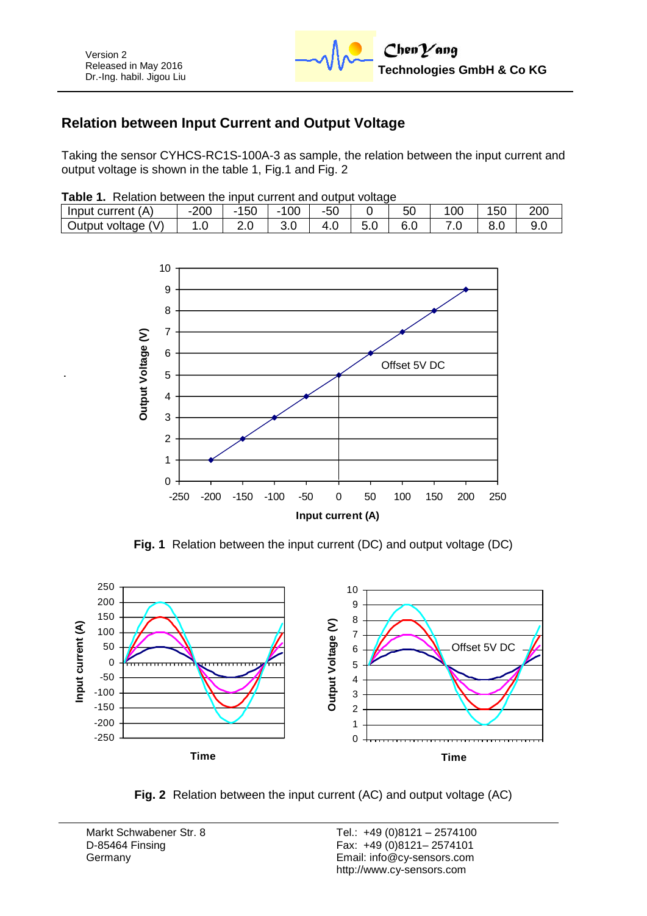## Relation between Input Current and Output Voltage

Taking the sensor CYHCS-RC1S-100A-3 as sample, the relation between the input current and output voltage is shown in the table 1, Fig.1 and Fig. 2

**Table 1.** Relation between the input current and output voltage

| Input current (A) | -200 | -150 | -100 | -50 | 0 | 50 | 100 | 150 | 200 |
|---|---|---|---|---|---|---|---|---|---|
| Output voltage (V) | 1.0 | 2.0 | 3.0 | 4.0 | 5.0 | 6.0 | 7.0 | 8.0 | 9.0 |

**Fig. 1** Relation between the input current (DC) and output voltage (DC)

**Fig. 2** Relation between the input current (AC) and output voltage (AC)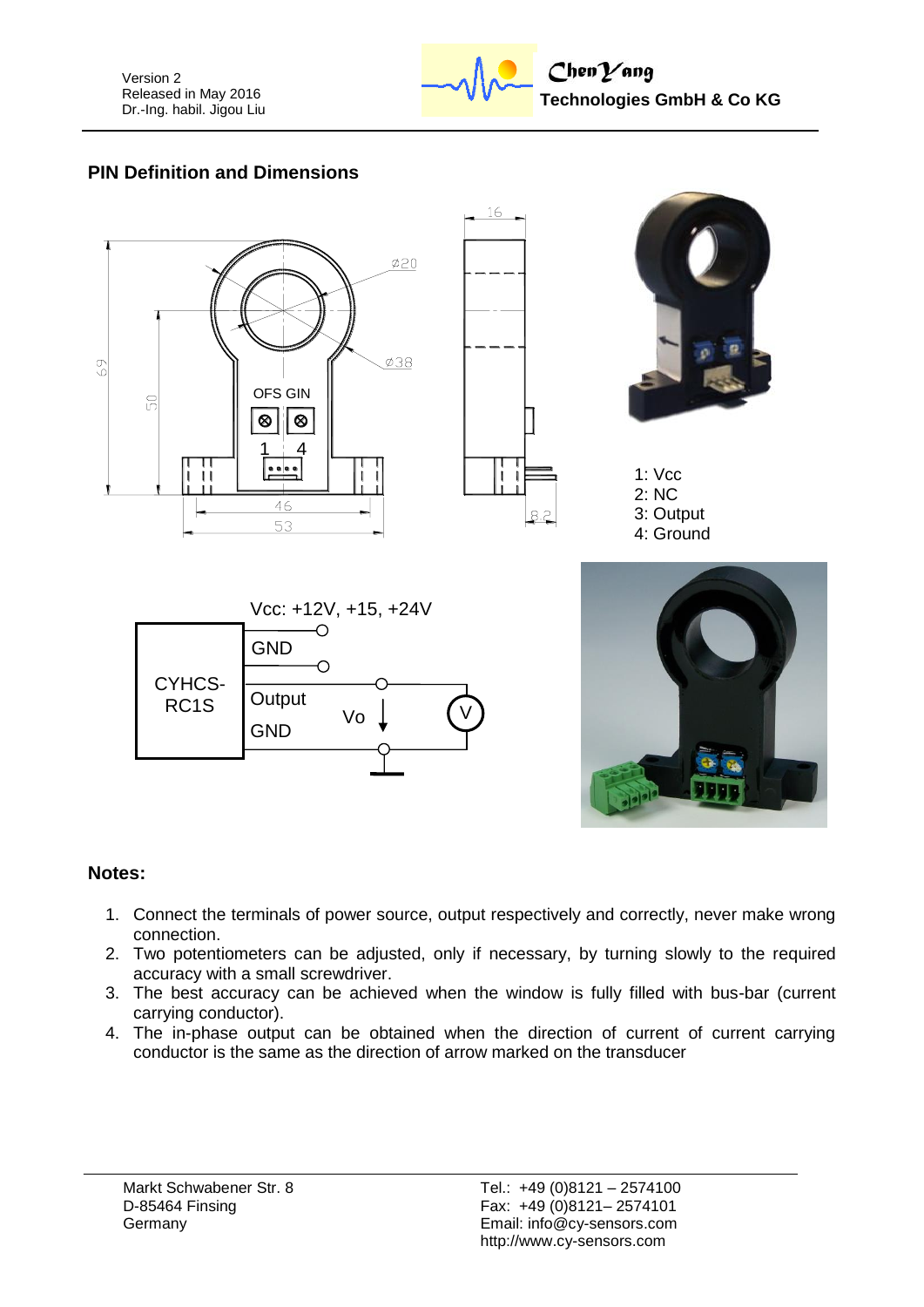## PIN Definition and Dimensions

1: Vcc
2: NC
3: Output
4: Ground

Vcc: +12V, +15, +24V

GND

CYHCS-RC1S

Output

GND

Vo

## Notes:

1. Connect the terminals of power source, output respectively and correctly, never make wrong connection.
2. Two potentiometers can be adjusted, only if necessary, by turning slowly to the required accuracy with a small screwdriver.
3. The best accuracy can be achieved when the window is fully filled with bus-bar (current carrying conductor).
4. The in-phase output can be obtained when the direction of current of current carrying conductor is the same as the direction of arrow marked on the transducer